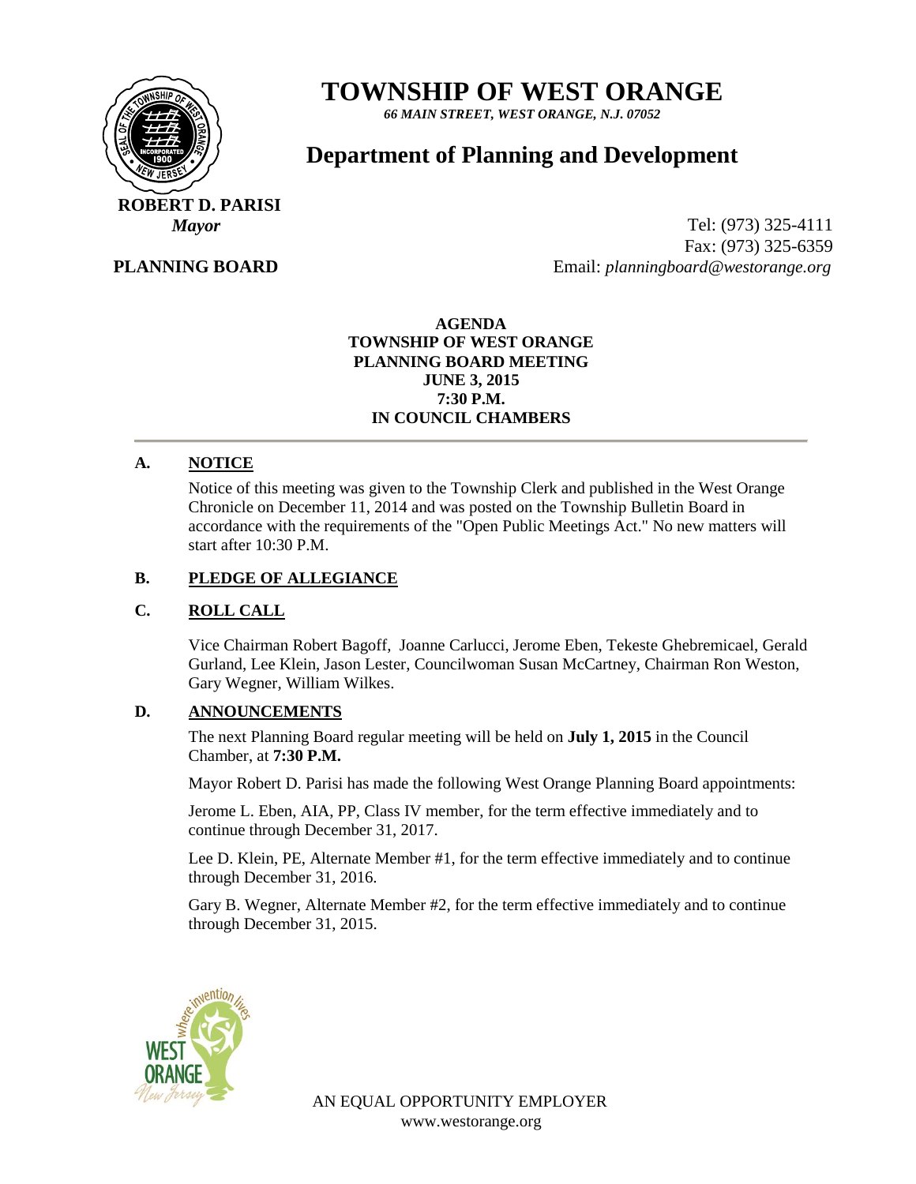# TOWNSHIP OF WEST ORANGE

***66 MAIN STREET, WEST ORANGE, N.J. 07052***

## Department of Planning and Development

**ROBERT D. PARISI**
***Mayor***

**PLANNING BOARD**

Tel: (973) 325-4111
Fax: (973) 325-6359
Email: *planningboard@westorange.org*

**AGENDA**
**TOWNSHIP OF WEST ORANGE**
**PLANNING BOARD MEETING**
**JUNE 3, 2015**
**7:30 P.M.**
**IN COUNCIL CHAMBERS**

---

### A. NOTICE

Notice of this meeting was given to the Township Clerk and published in the West Orange Chronicle on December 11, 2014 and was posted on the Township Bulletin Board in accordance with the requirements of the "Open Public Meetings Act." No new matters will start after 10:30 P.M.

### B. PLEDGE OF ALLEGIANCE

### C. ROLL CALL

Vice Chairman Robert Bagoff, Joanne Carlucci, Jerome Eben, Tekeste Ghebremicael, Gerald Gurland, Lee Klein, Jason Lester, Councilwoman Susan McCartney, Chairman Ron Weston, Gary Wegner, William Wilkes.

### D. ANNOUNCEMENTS

The next Planning Board regular meeting will be held on **July 1, 2015** in the Council Chamber, at **7:30 P.M.**

Mayor Robert D. Parisi has made the following West Orange Planning Board appointments:

Jerome L. Eben, AIA, PP, Class IV member, for the term effective immediately and to continue through December 31, 2017.

Lee D. Klein, PE, Alternate Member #1, for the term effective immediately and to continue through December 31, 2016.

Gary B. Wegner, Alternate Member #2, for the term effective immediately and to continue through December 31, 2015.

AN EQUAL OPPORTUNITY EMPLOYER
www.westorange.org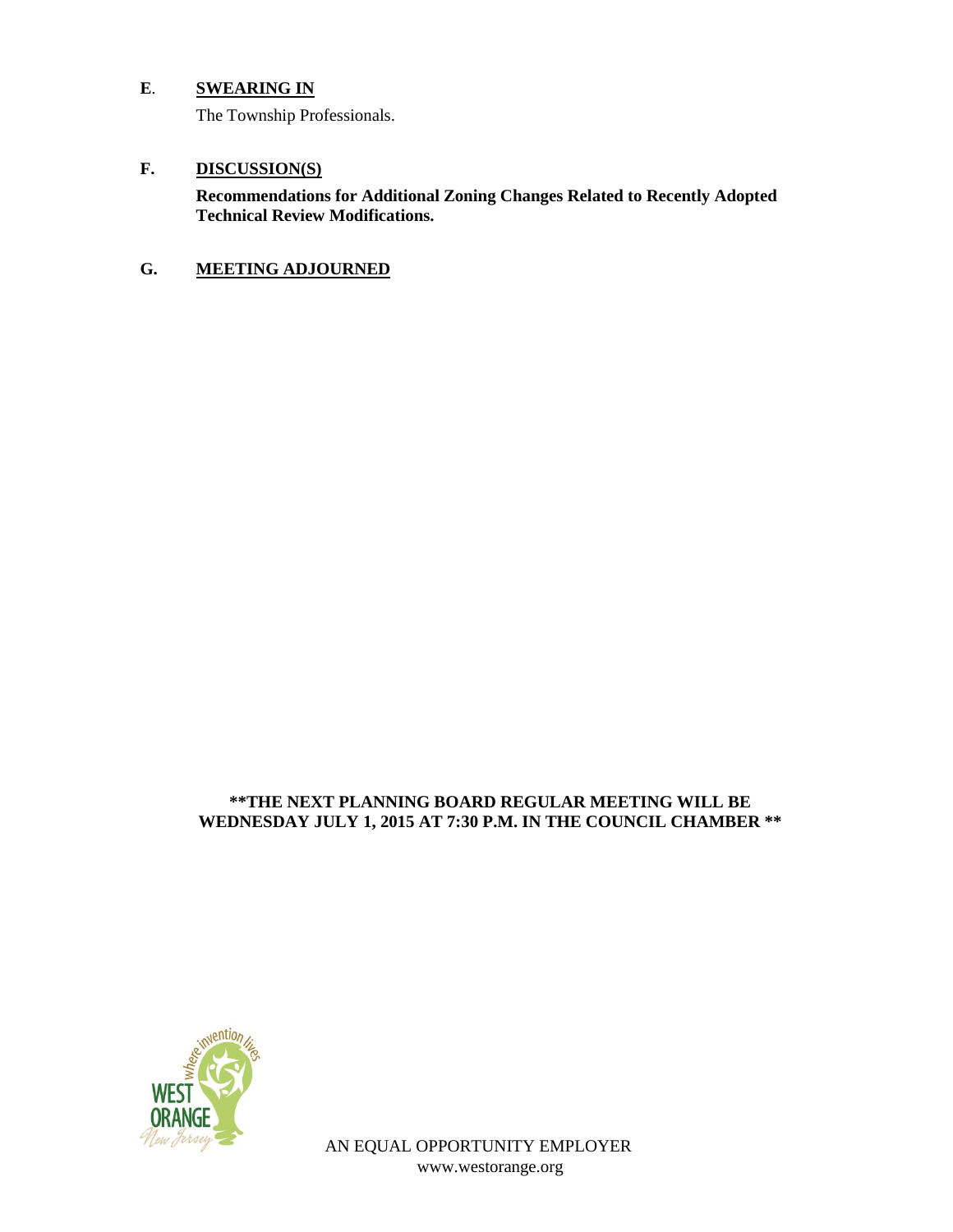**E.** **SWEARING IN**

The Township Professionals.

**F.** **DISCUSSION(S)**

**Recommendations for Additional Zoning Changes Related to Recently Adopted Technical Review Modifications.**

**G.** **MEETING ADJOURNED**

**\*\*THE NEXT PLANNING BOARD REGULAR MEETING WILL BE WEDNESDAY JULY 1, 2015 AT 7:30 P.M. IN THE COUNCIL CHAMBER \*\***

AN EQUAL OPPORTUNITY EMPLOYER
www.westorange.org